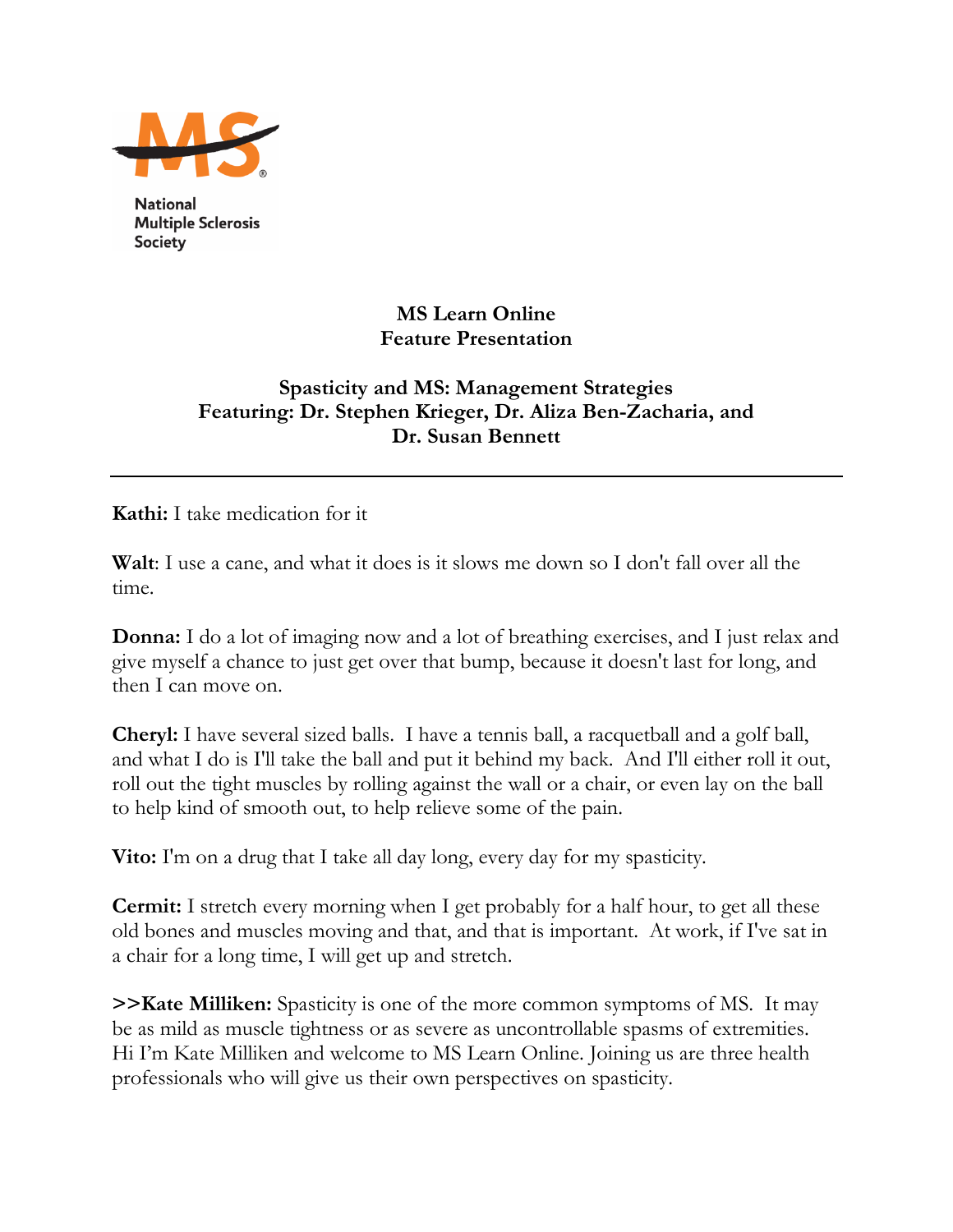National Multiple Sclerosis Society

**MS Learn Online**
**Feature Presentation**

**Spasticity and MS: Management Strategies**
**Featuring: Dr. Stephen Krieger, Dr. Aliza Ben-Zacharia, and Dr. Susan Bennett**

---

**Kathi:** I take medication for it

**Walt**: I use a cane, and what it does is it slows me down so I don't fall over all the time.

**Donna:** I do a lot of imaging now and a lot of breathing exercises, and I just relax and give myself a chance to just get over that bump, because it doesn't last for long, and then I can move on.

**Cheryl:** I have several sized balls. I have a tennis ball, a racquetball and a golf ball, and what I do is I'll take the ball and put it behind my back. And I'll either roll it out, roll out the tight muscles by rolling against the wall or a chair, or even lay on the ball to help kind of smooth out, to help relieve some of the pain.

**Vito:** I'm on a drug that I take all day long, every day for my spasticity.

**Cermit:** I stretch every morning when I get probably for a half hour, to get all these old bones and muscles moving and that, and that is important. At work, if I've sat in a chair for a long time, I will get up and stretch.

**>>Kate Milliken:** Spasticity is one of the more common symptoms of MS. It may be as mild as muscle tightness or as severe as uncontrollable spasms of extremities. Hi I'm Kate Milliken and welcome to MS Learn Online. Joining us are three health professionals who will give us their own perspectives on spasticity.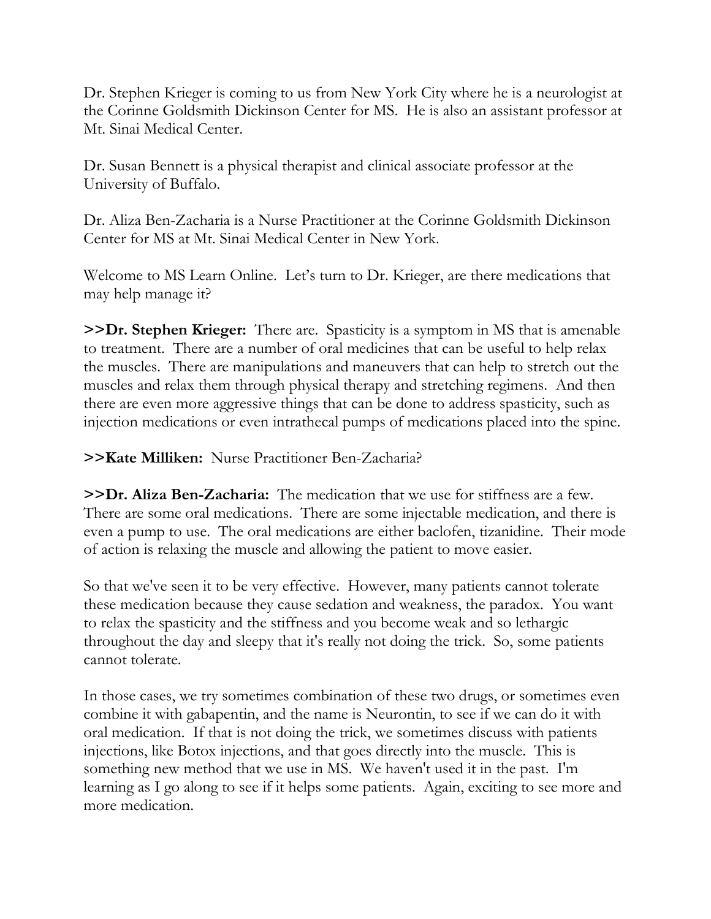Dr. Stephen Krieger is coming to us from New York City where he is a neurologist at the Corinne Goldsmith Dickinson Center for MS. He is also an assistant professor at Mt. Sinai Medical Center.

Dr. Susan Bennett is a physical therapist and clinical associate professor at the University of Buffalo.

Dr. Aliza Ben-Zacharia is a Nurse Practitioner at the Corinne Goldsmith Dickinson Center for MS at Mt. Sinai Medical Center in New York.

Welcome to MS Learn Online. Let's turn to Dr. Krieger, are there medications that may help manage it?

**>>Dr. Stephen Krieger:** There are. Spasticity is a symptom in MS that is amenable to treatment. There are a number of oral medicines that can be useful to help relax the muscles. There are manipulations and maneuvers that can help to stretch out the muscles and relax them through physical therapy and stretching regimens. And then there are even more aggressive things that can be done to address spasticity, such as injection medications or even intrathecal pumps of medications placed into the spine.

**>>Kate Milliken:** Nurse Practitioner Ben-Zacharia?

**>>Dr. Aliza Ben-Zacharia:** The medication that we use for stiffness are a few. There are some oral medications. There are some injectable medication, and there is even a pump to use. The oral medications are either baclofen, tizanidine. Their mode of action is relaxing the muscle and allowing the patient to move easier.

So that we've seen it to be very effective. However, many patients cannot tolerate these medication because they cause sedation and weakness, the paradox. You want to relax the spasticity and the stiffness and you become weak and so lethargic throughout the day and sleepy that it's really not doing the trick. So, some patients cannot tolerate.

In those cases, we try sometimes combination of these two drugs, or sometimes even combine it with gabapentin, and the name is Neurontin, to see if we can do it with oral medication. If that is not doing the trick, we sometimes discuss with patients injections, like Botox injections, and that goes directly into the muscle. This is something new method that we use in MS. We haven't used it in the past. I'm learning as I go along to see if it helps some patients. Again, exciting to see more and more medication.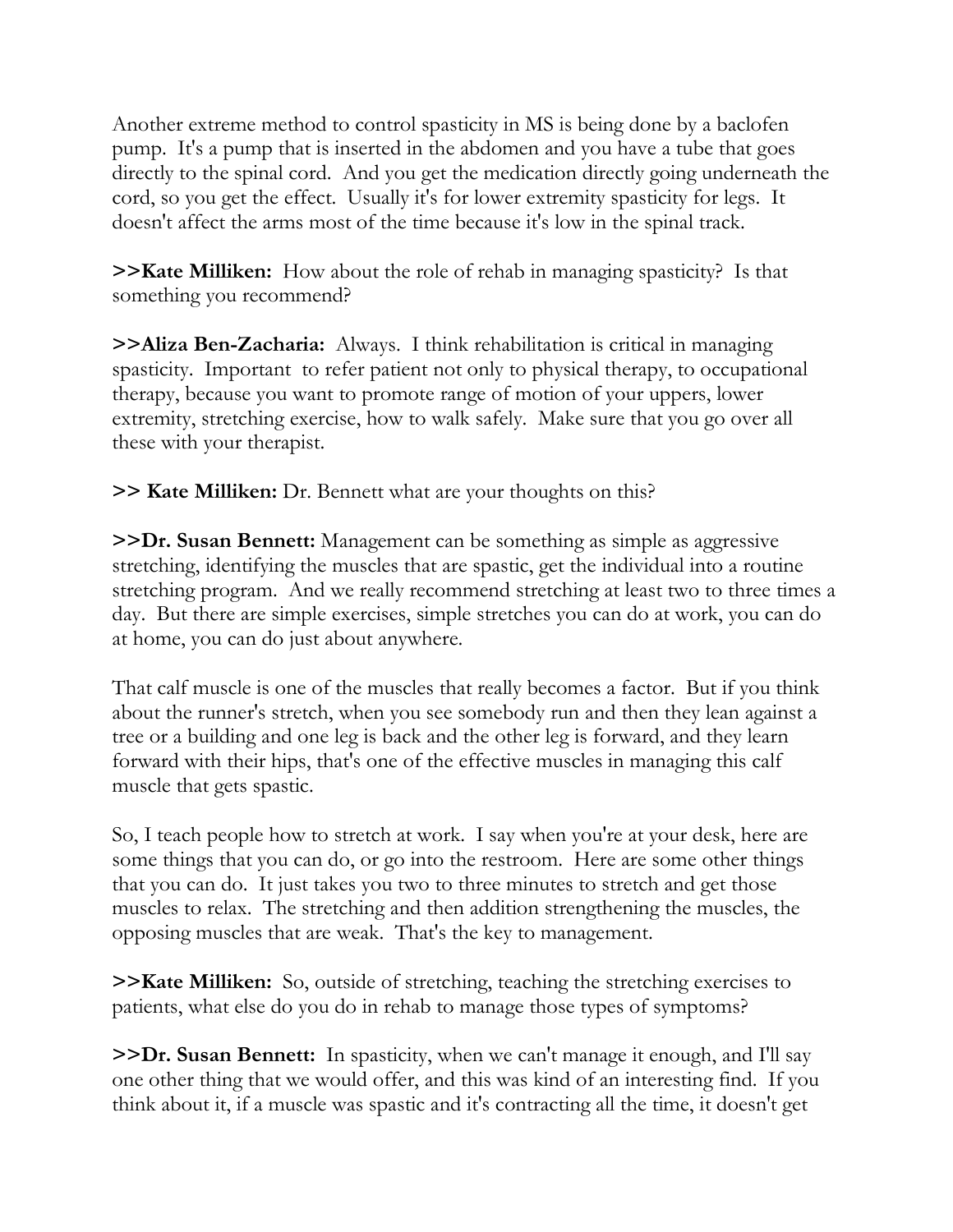Another extreme method to control spasticity in MS is being done by a baclofen pump. It's a pump that is inserted in the abdomen and you have a tube that goes directly to the spinal cord. And you get the medication directly going underneath the cord, so you get the effect. Usually it's for lower extremity spasticity for legs. It doesn't affect the arms most of the time because it's low in the spinal track.

**>>Kate Milliken:** How about the role of rehab in managing spasticity? Is that something you recommend?

**>>Aliza Ben-Zacharia:** Always. I think rehabilitation is critical in managing spasticity. Important to refer patient not only to physical therapy, to occupational therapy, because you want to promote range of motion of your uppers, lower extremity, stretching exercise, how to walk safely. Make sure that you go over all these with your therapist.

**>> Kate Milliken:** Dr. Bennett what are your thoughts on this?

**>>Dr. Susan Bennett:** Management can be something as simple as aggressive stretching, identifying the muscles that are spastic, get the individual into a routine stretching program. And we really recommend stretching at least two to three times a day. But there are simple exercises, simple stretches you can do at work, you can do at home, you can do just about anywhere.

That calf muscle is one of the muscles that really becomes a factor. But if you think about the runner's stretch, when you see somebody run and then they lean against a tree or a building and one leg is back and the other leg is forward, and they learn forward with their hips, that's one of the effective muscles in managing this calf muscle that gets spastic.

So, I teach people how to stretch at work. I say when you're at your desk, here are some things that you can do, or go into the restroom. Here are some other things that you can do. It just takes you two to three minutes to stretch and get those muscles to relax. The stretching and then addition strengthening the muscles, the opposing muscles that are weak. That's the key to management.

**>>Kate Milliken:** So, outside of stretching, teaching the stretching exercises to patients, what else do you do in rehab to manage those types of symptoms?

**>>Dr. Susan Bennett:** In spasticity, when we can't manage it enough, and I'll say one other thing that we would offer, and this was kind of an interesting find. If you think about it, if a muscle was spastic and it's contracting all the time, it doesn't get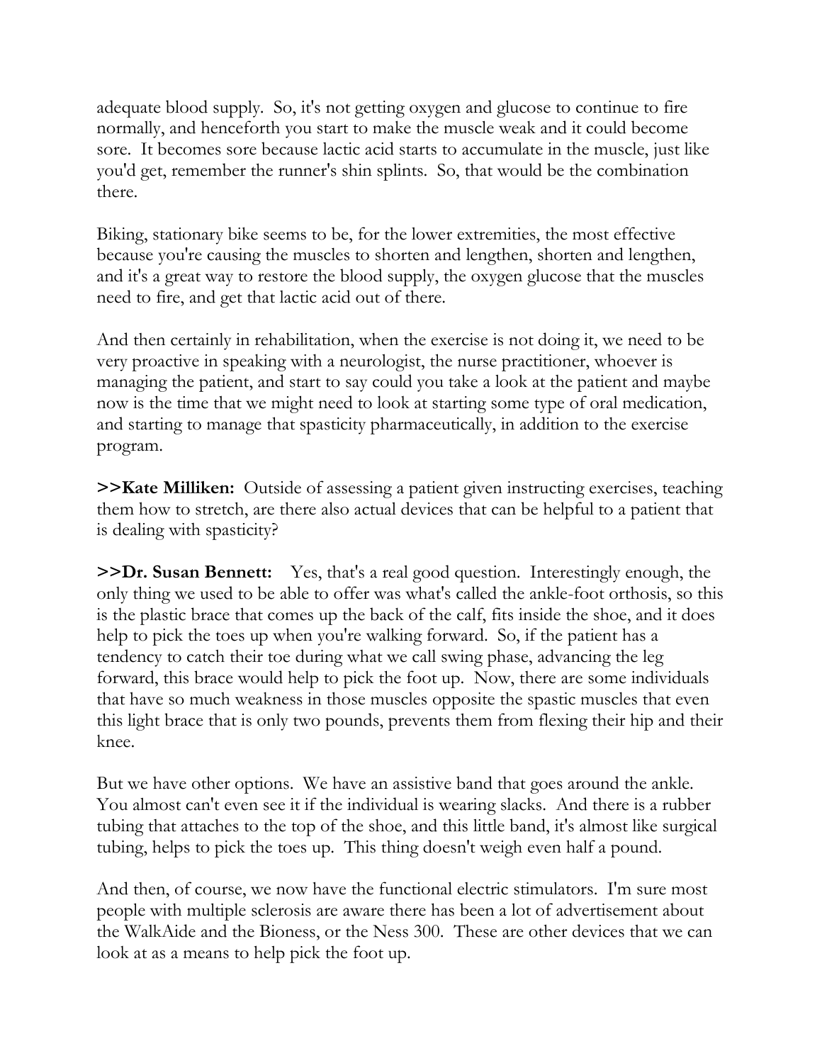adequate blood supply. So, it's not getting oxygen and glucose to continue to fire normally, and henceforth you start to make the muscle weak and it could become sore. It becomes sore because lactic acid starts to accumulate in the muscle, just like you'd get, remember the runner's shin splints. So, that would be the combination there.

Biking, stationary bike seems to be, for the lower extremities, the most effective because you're causing the muscles to shorten and lengthen, shorten and lengthen, and it's a great way to restore the blood supply, the oxygen glucose that the muscles need to fire, and get that lactic acid out of there.

And then certainly in rehabilitation, when the exercise is not doing it, we need to be very proactive in speaking with a neurologist, the nurse practitioner, whoever is managing the patient, and start to say could you take a look at the patient and maybe now is the time that we might need to look at starting some type of oral medication, and starting to manage that spasticity pharmaceutically, in addition to the exercise program.

**>>Kate Milliken:** Outside of assessing a patient given instructing exercises, teaching them how to stretch, are there also actual devices that can be helpful to a patient that is dealing with spasticity?

**>>Dr. Susan Bennett:** Yes, that's a real good question. Interestingly enough, the only thing we used to be able to offer was what's called the ankle-foot orthosis, so this is the plastic brace that comes up the back of the calf, fits inside the shoe, and it does help to pick the toes up when you're walking forward. So, if the patient has a tendency to catch their toe during what we call swing phase, advancing the leg forward, this brace would help to pick the foot up. Now, there are some individuals that have so much weakness in those muscles opposite the spastic muscles that even this light brace that is only two pounds, prevents them from flexing their hip and their knee.

But we have other options. We have an assistive band that goes around the ankle. You almost can't even see it if the individual is wearing slacks. And there is a rubber tubing that attaches to the top of the shoe, and this little band, it's almost like surgical tubing, helps to pick the toes up. This thing doesn't weigh even half a pound.

And then, of course, we now have the functional electric stimulators. I'm sure most people with multiple sclerosis are aware there has been a lot of advertisement about the WalkAide and the Bioness, or the Ness 300. These are other devices that we can look at as a means to help pick the foot up.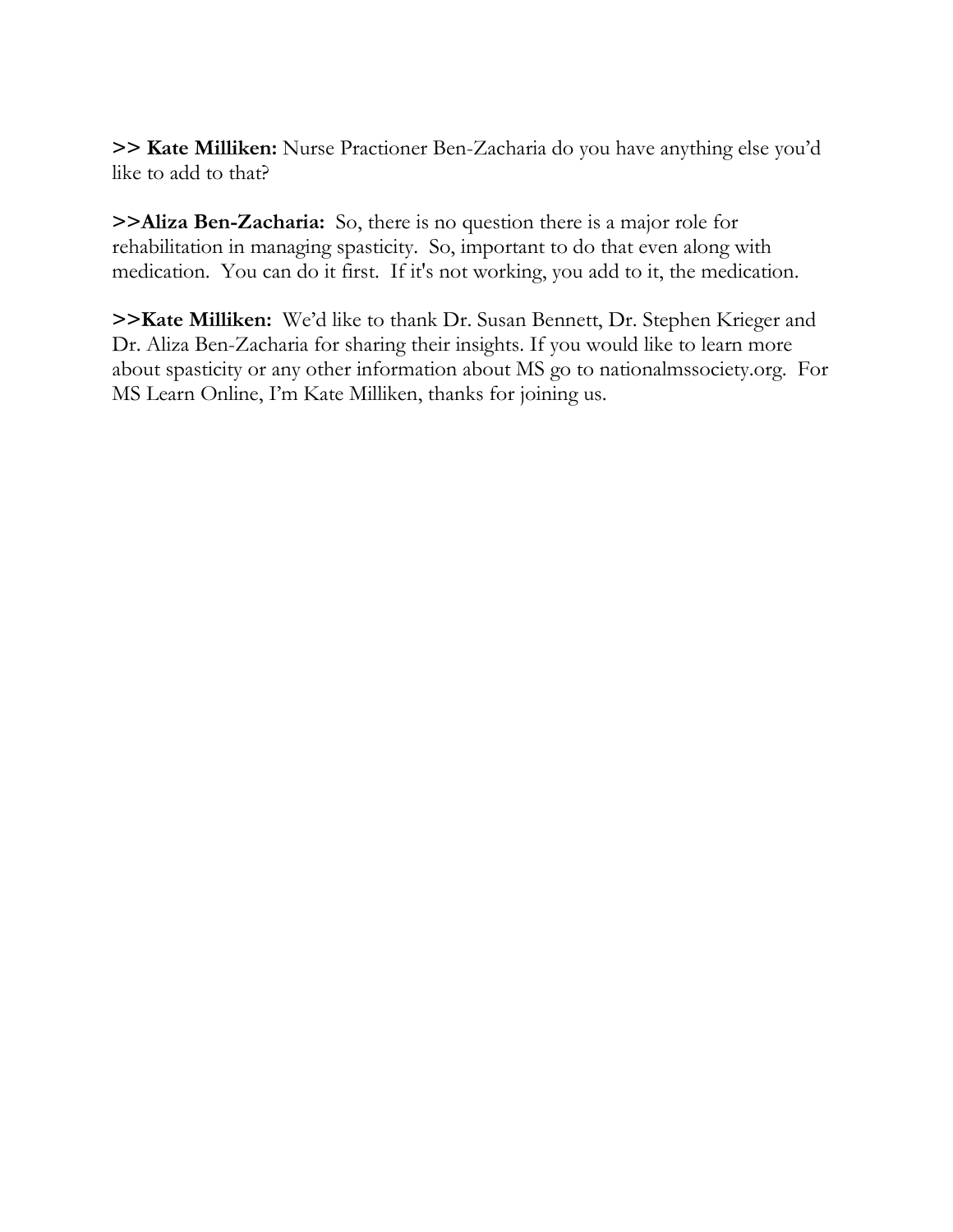**>> Kate Milliken:** Nurse Practioner Ben-Zacharia do you have anything else you'd like to add to that?

**>>Aliza Ben-Zacharia:** So, there is no question there is a major role for rehabilitation in managing spasticity. So, important to do that even along with medication. You can do it first. If it's not working, you add to it, the medication.

**>>Kate Milliken:** We'd like to thank Dr. Susan Bennett, Dr. Stephen Krieger and Dr. Aliza Ben-Zacharia for sharing their insights. If you would like to learn more about spasticity or any other information about MS go to nationalmssociety.org. For MS Learn Online, I'm Kate Milliken, thanks for joining us.